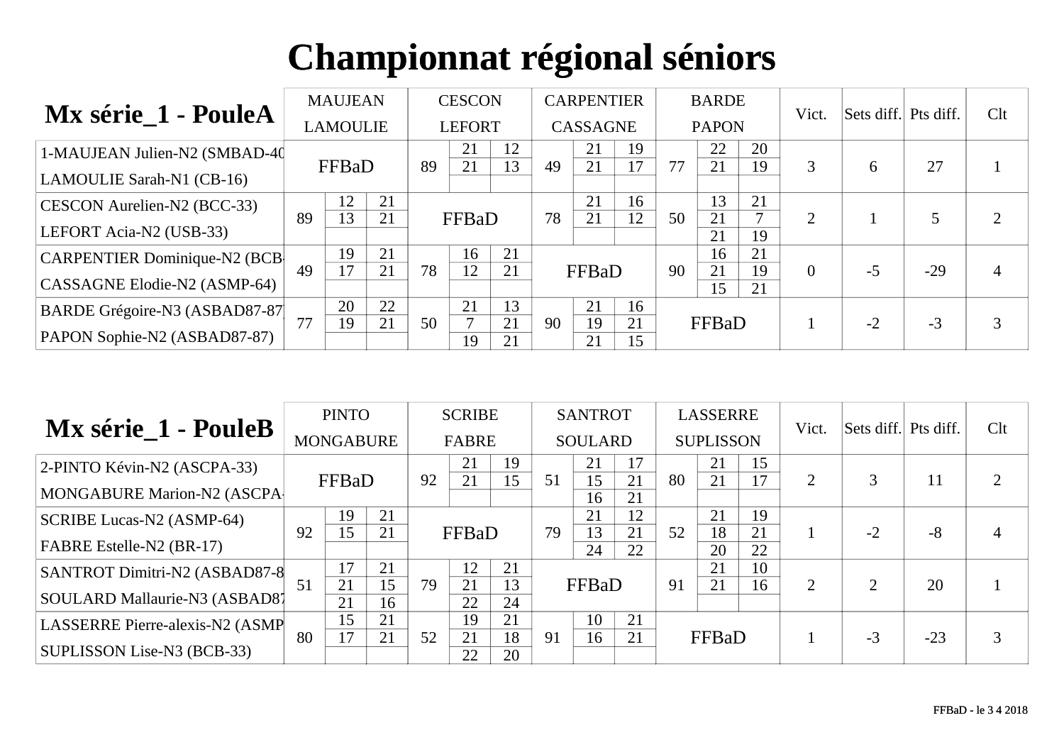# Championnat régional séniors

## Mx série_1 - PouleA

| | MAUJEAN LAMOULIE | | | CESCON LEFORT | | | CARPENTIER CASSAGNE | | | BARDE PAPON | | | Vict. | Sets diff. | Pts diff. | Clt |
|---|---|---|---|---|---|---|---|---|---|---|---|---|---|---|---|---|
| 1-MAUJEAN Julien-N2 (SMBAD-40) LAMOULIE Sarah-N1 (CB-16) | FFBaD | | | 89 | 21 / 21 | 12 / 13 | 49 | 21 / 21 | 19 / 17 | 77 | 22 / 21 | 20 / 19 | 3 | 6 | 27 | 1 |
| CESCON Aurelien-N2 (BCC-33) LEFORT Acia-N2 (USB-33) | 89 | 12 / 13 | 21 / 21 | FFBaD | | | 78 | 21 / 21 | 16 / 12 | 50 | 13 / 21 / 21 | 21 / 7 / 19 | 2 | 1 | 5 | 2 |
| CARPENTIER Dominique-N2 (BCB- CASSAGNE Elodie-N2 (ASMP-64) | 49 | 19 / 17 | 21 / 21 | 78 | 16 / 12 | 21 / 21 | FFBaD | | | 90 | 16 / 21 / 15 | 21 / 19 / 21 | 0 | -5 | -29 | 4 |
| BARDE Grégoire-N3 (ASBAD87-87) PAPON Sophie-N2 (ASBAD87-87) | 77 | 20 / 19 | 22 / 21 | 50 | 21 / 7 / 19 | 13 / 21 / 21 | 90 | 21 / 19 / 21 | 16 / 21 / 15 | FFBaD | | | 1 | -2 | -3 | 3 |

## Mx série_1 - PouleB

| | PINTO MONGABURE | | | SCRIBE FABRE | | | SANTROT SOULARD | | | LASSERRE SUPLISSON | | | Vict. | Sets diff. | Pts diff. | Clt |
|---|---|---|---|---|---|---|---|---|---|---|---|---|---|---|---|---|
| 2-PINTO Kévin-N2 (ASCPA-33) MONGABURE Marion-N2 (ASCPA- | FFBaD | | | 92 | 21 / 21 | 19 / 15 | 51 | 21 / 15 / 16 | 17 / 21 / 21 | 80 | 21 / 21 | 15 / 17 | 2 | 3 | 11 | 2 |
| SCRIBE Lucas-N2 (ASMP-64) FABRE Estelle-N2 (BR-17) | 92 | 19 / 15 | 21 / 21 | FFBaD | | | 79 | 21 / 13 / 24 | 12 / 21 / 22 | 52 | 21 / 18 / 20 | 19 / 21 / 22 | 1 | -2 | -8 | 4 |
| SANTROT Dimitri-N2 (ASBAD87-8 SOULARD Mallaurie-N3 (ASBAD87 | 51 | 17 / 21 / 21 | 21 / 15 / 16 | 79 | 12 / 21 / 22 | 21 / 13 / 24 | FFBaD | | | 91 | 21 / 21 | 10 / 16 | 2 | 2 | 20 | 1 |
| LASSERRE Pierre-alexis-N2 (ASMP SUPLISSON Lise-N3 (BCB-33) | 80 | 15 / 17 | 21 / 21 | 52 | 19 / 21 / 22 | 21 / 18 / 20 | 91 | 10 / 16 | 21 / 21 | FFBaD | | | 1 | -3 | -23 | 3 |

FFBaD - le 3 4 2018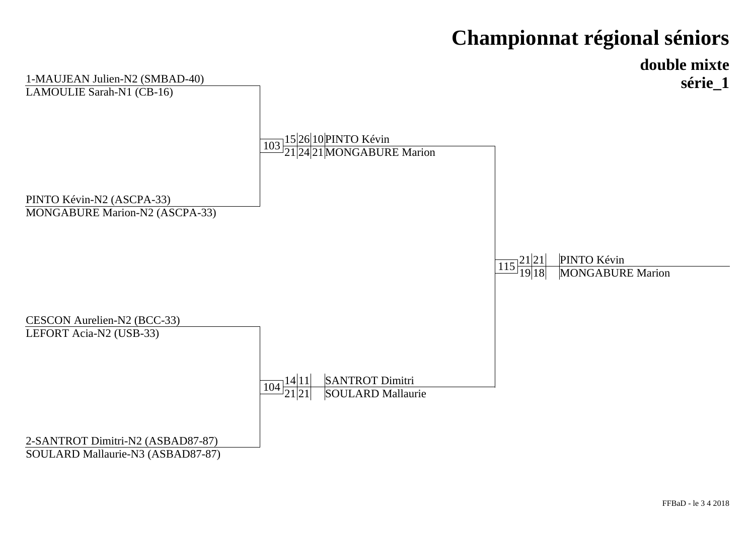# Championnat régional séniors

## double mixte
## série_1

1-MAUJEAN Julien-N2 (SMBAD-40)
LAMOULIE Sarah-N1 (CB-16)

PINTO Kévin-N2 (ASCPA-33)
MONGABURE Marion-N2 (ASCPA-33)

CESCON Aurelien-N2 (BCC-33)
LEFORT Acia-N2 (USB-33)

2-SANTROT Dimitri-N2 (ASBAD87-87)
SOULARD Mallaurie-N3 (ASBAD87-87)

| Match | Scores | | | Vainqueurs |
|---|---|---|---|---|
| 103 | 15 | 26 | 10 | PINTO Kévin |
| | 21 | 24 | 21 | MONGABURE Marion |
| 104 | 14 | 11 | | SANTROT Dimitri |
| | 21 | 21 | | SOULARD Mallaurie |
| 115 | 21 | 21 | | PINTO Kévin |
| | 19 | 18 | | MONGABURE Marion |

FFBaD - le 3 4 2018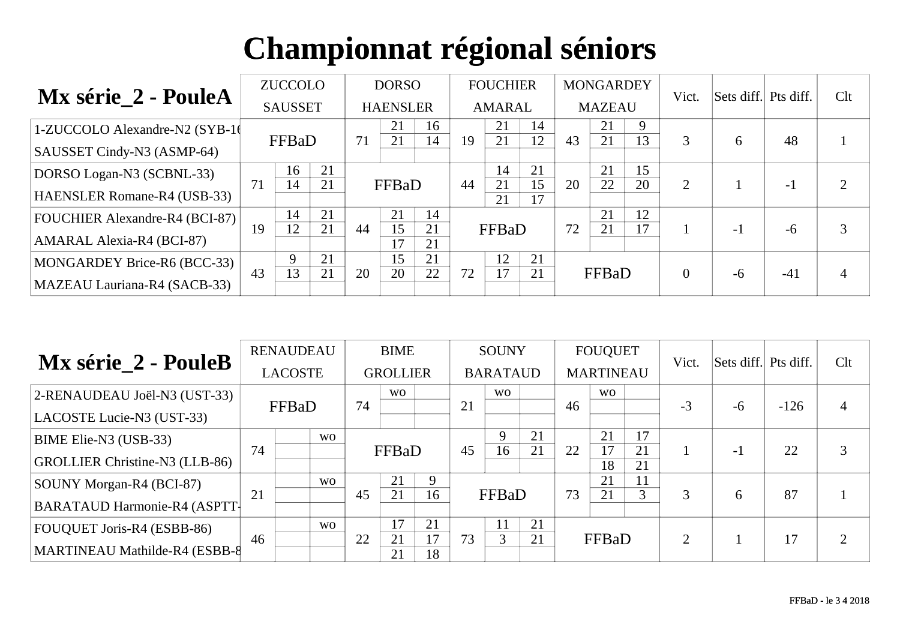# Championnat régional séniors

## Mx série_2 - PouleA

| | ZUCCOLO SAUSSET | | | DORSO HAENSLER | | | FOUCHIER AMARAL | | | MONGARDEY MAZEAU | | | Vict. | Sets diff. | Pts diff. | Clt |
|---|---|---|---|---|---|---|---|---|---|---|---|---|---|---|---|---|
| 1-ZUCCOLO Alexandre-N2 (SYB-16) SAUSSET Cindy-N3 (ASMP-64) | FFBaD | | | 71 | 21 / 21 | 16 / 14 | 19 | 21 / 21 | 14 / 12 | 43 | 21 / 21 | 9 / 13 | 3 | 6 | 48 | 1 |
| DORSO Logan-N3 (SCBNL-33) HAENSLER Romane-R4 (USB-33) | 71 | 16 / 14 | 21 / 21 | FFBaD | | | 44 | 14 / 21 / 21 | 21 / 15 / 17 | 20 | 21 / 22 | 15 / 20 | 2 | 1 | -1 | 2 |
| FOUCHIER Alexandre-R4 (BCI-87) AMARAL Alexia-R4 (BCI-87) | 19 | 14 / 12 | 21 / 21 | 44 | 21 / 15 / 17 | 14 / 21 / 21 | FFBaD | | | 72 | 21 / 21 | 12 / 17 | 1 | -1 | -6 | 3 |
| MONGARDEY Brice-R6 (BCC-33) MAZEAU Lauriana-R4 (SACB-33) | 43 | 9 / 13 | 21 / 21 | 20 | 15 / 20 | 21 / 22 | 72 | 12 / 17 | 21 / 21 | FFBaD | | | 0 | -6 | -41 | 4 |

## Mx série_2 - PouleB

| | RENAUDEAU LACOSTE | | | BIME GROLLIER | | | SOUNY BARATAUD | | | FOUQUET MARTINEAU | | | Vict. | Sets diff. | Pts diff. | Clt |
|---|---|---|---|---|---|---|---|---|---|---|---|---|---|---|---|---|
| 2-RENAUDEAU Joël-N3 (UST-33) LACOSTE Lucie-N3 (UST-33) | FFBaD | | | 74 | wo | | 21 | wo | | 46 | wo | | -3 | -6 | -126 | 4 |
| BIME Elie-N3 (USB-33) GROLLIER Christine-N3 (LLB-86) | 74 | | wo | FFBaD | | | 45 | 9 / 16 | 21 / 21 | 22 | 21 / 17 / 18 | 17 / 21 / 21 | 1 | -1 | 22 | 3 |
| SOUNY Morgan-R4 (BCI-87) BARATAUD Harmonie-R4 (ASPTT-...) | 21 | | wo | 45 | 21 / 21 | 9 / 16 | FFBaD | | | 73 | 21 / 21 | 11 / 3 | 3 | 6 | 87 | 1 |
| FOUQUET Joris-R4 (ESBB-86) MARTINEAU Mathilde-R4 (ESBB-8...) | 46 | | wo | 22 | 17 / 21 / 21 | 21 / 17 / 18 | 73 | 11 / 3 | 21 / 21 | FFBaD | | | 2 | 1 | 17 | 2 |

FFBaD - le 3 4 2018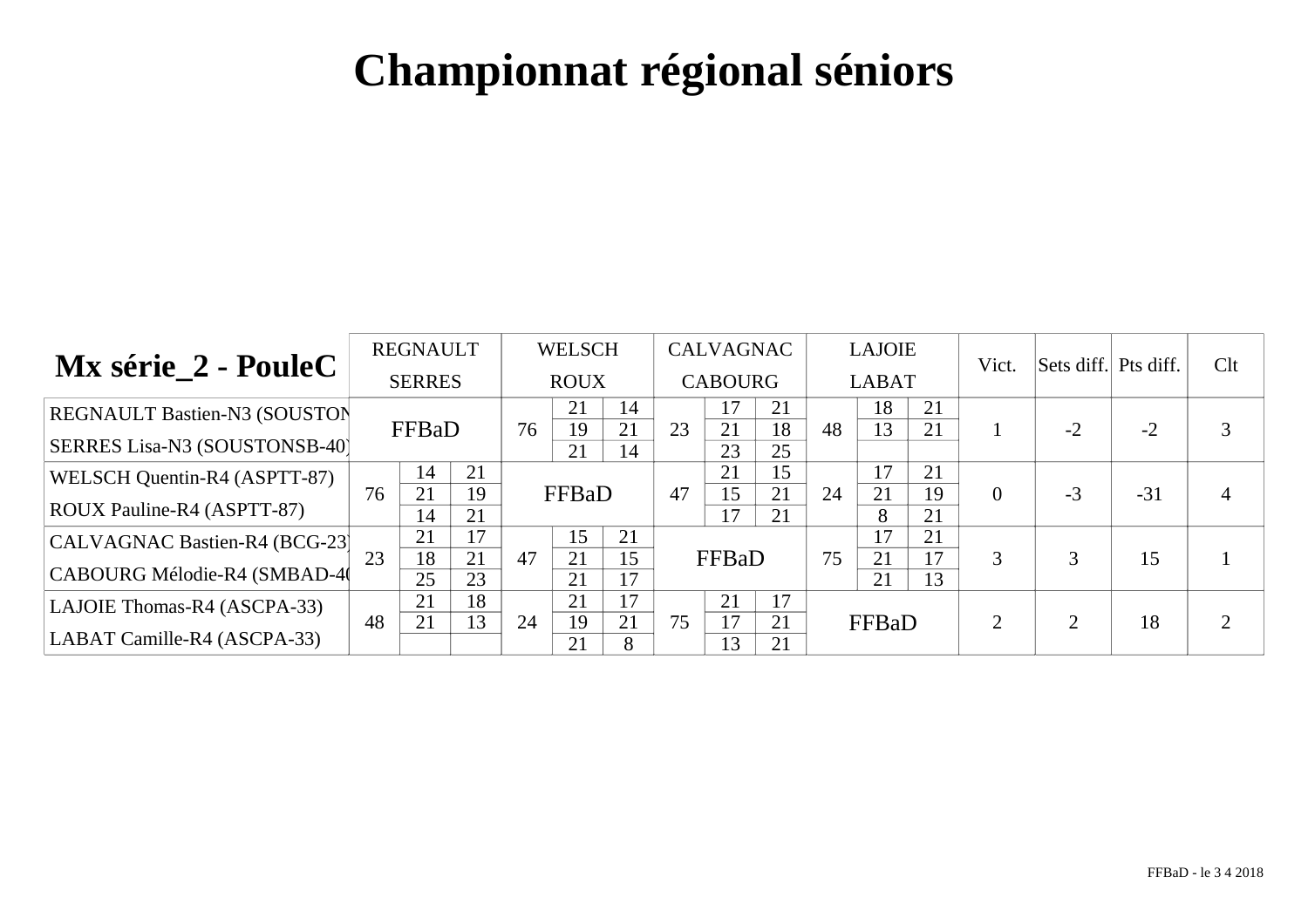# Championnat régional séniors

## Mx série_2 - PouleC

| | REGNAULT SERRES | | | WELSCH ROUX | | | CALVAGNAC CABOURG | | | LAJOIE LABAT | | | Vict. | Sets diff. | Pts diff. | Clt |
|---|---|---|---|---|---|---|---|---|---|---|---|---|---|---|---|---|
| REGNAULT Bastien-N3 (SOUSTON | FFBaD | | | 76 | 21 | 14 | 23 | 17 | 21 | 48 | 18 | 21 | 1 | -2 | -2 | 3 |
| SERRES Lisa-N3 (SOUSTONSB-40) | | | | | 19 | 21 | | 21 | 18 | | 13 | 21 | | | | |
| | | | | | 21 | 14 | | 23 | 25 | | | | | | | |
| WELSCH Quentin-R4 (ASPTT-87) | 76 | 14 | 21 | FFBaD | | | 47 | 21 | 15 | 24 | 17 | 21 | 0 | -3 | -31 | 4 |
| ROUX Pauline-R4 (ASPTT-87) | | 21 | 19 | | | | | 15 | 21 | | 21 | 19 | | | | |
| | | 14 | 21 | | | | | 17 | 21 | | 8 | 21 | | | | |
| CALVAGNAC Bastien-R4 (BCG-23) | 23 | 21 | 17 | 47 | 15 | 21 | FFBaD | | | 75 | 17 | 21 | 3 | 3 | 15 | 1 |
| CABOURG Mélodie-R4 (SMBAD-40 | | 18 | 21 | | 21 | 15 | | | | | 21 | 17 | | | | |
| | | 25 | 23 | | 21 | 17 | | | | | 21 | 13 | | | | |
| LAJOIE Thomas-R4 (ASCPA-33) | 48 | 21 | 18 | 24 | 21 | 17 | 75 | 21 | 17 | FFBaD | | | 2 | 2 | 18 | 2 |
| LABAT Camille-R4 (ASCPA-33) | | 21 | 13 | | 19 | 21 | | 17 | 21 | | | | | | | |
| | | | | | 21 | 8 | | 13 | 21 | | | | | | | |

FFBaD - le 3 4 2018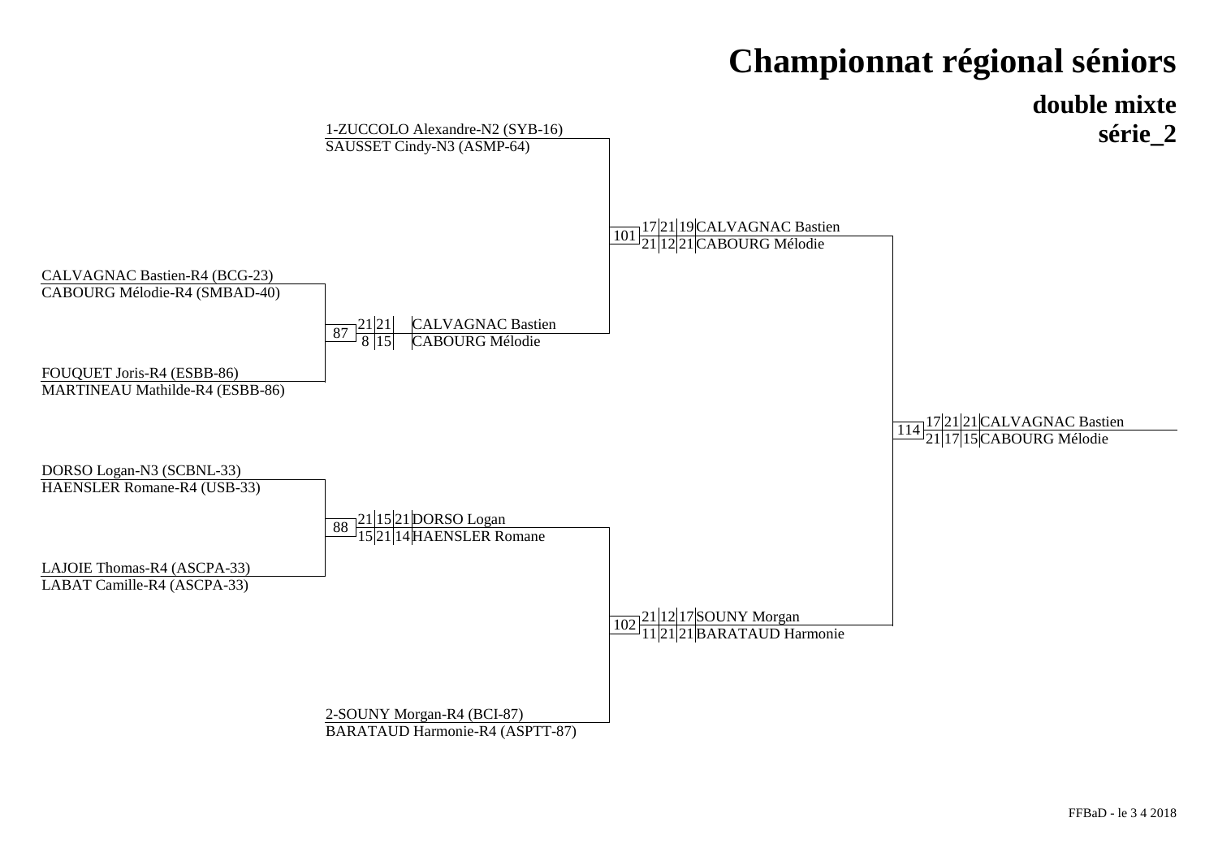# Championnat régional séniors

## double mixte

## série_2

**Premier tour**

- CALVAGNAC Bastien-R4 (BCG-23) / CABOURG Mélodie-R4 (SMBAD-40)
- FOUQUET Joris-R4 (ESBB-86) / MARTINEAU Mathilde-R4 (ESBB-86)
- DORSO Logan-N3 (SCBNL-33) / HAENSLER Romane-R4 (USB-33)
- LAJOIE Thomas-R4 (ASCPA-33) / LABAT Camille-R4 (ASCPA-33)

**Match 87** : CALVAGNAC Bastien / CABOURG Mélodie — 21-8, 21-15

**Match 88** : DORSO Logan / HAENSLER Romane — 21-15, 15-21, 21-14

**Demi-finales**

- 1-ZUCCOLO Alexandre-N2 (SYB-16) / SAUSSET Cindy-N3 (ASMP-64)
- 2-SOUNY Morgan-R4 (BCI-87) / BARATAUD Harmonie-R4 (ASPTT-87)

**Match 101** : CALVAGNAC Bastien / CABOURG Mélodie — 17-21, 21-12, 19-21

**Match 102** : SOUNY Morgan / BARATAUD Harmonie — 21-11, 12-21, 17-21

**Finale**

**Match 114** : CALVAGNAC Bastien / CABOURG Mélodie — 17-21, 21-17, 21-15

FFBaD - le 3 4 2018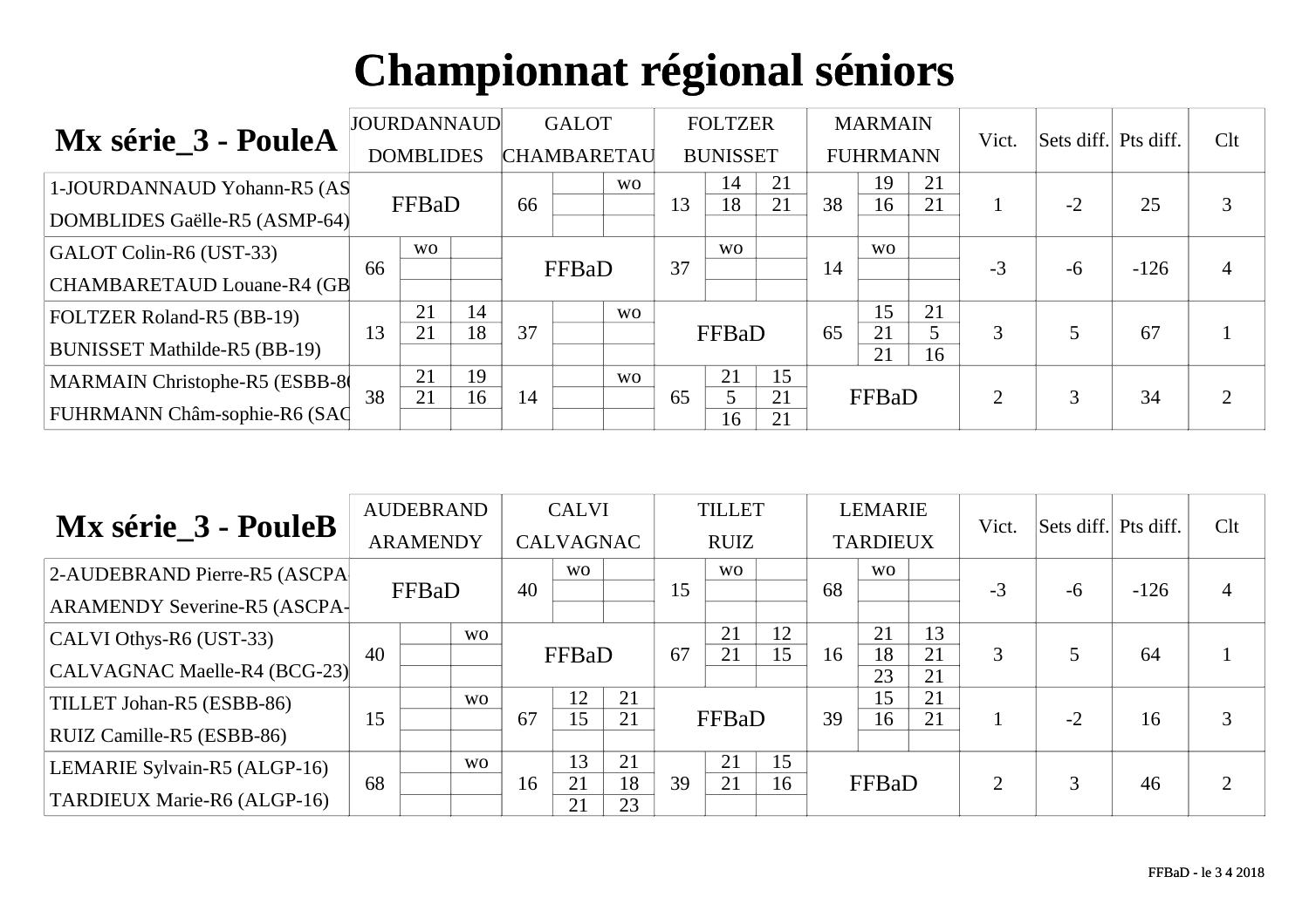# Championnat régional séniors

| Mx série_3 - PouleA | JOURDANNAUD DOMBLIDES | | | GALOT CHAMBARETAU | | | FOLTZER BUNISSET | | | MARMAIN FUHRMANN | | | Vict. | Sets diff. | Pts diff. | Clt |
|---|---|---|---|---|---|---|---|---|---|---|---|---|---|---|---|---|
| 1-JOURDANNAUD Yohann-R5 (AS DOMBLIDES Gaëlle-R5 (ASMP-64) | FFBaD | | | 66 | | wo | 13 | 14 | 21 | 38 | 19 | 21 | 1 | -2 | 25 | 3 |
| | | | | | | | | 18 | 21 | | 16 | 21 | | | | |
| GALOT Colin-R6 (UST-33) CHAMBARETAUD Louane-R4 (GB | 66 | wo | | FFBaD | | | 37 | wo | | 14 | wo | | -3 | -6 | -126 | 4 |
| FOLTZER Roland-R5 (BB-19) BUNISSET Mathilde-R5 (BB-19) | 13 | 21 | 14 | 37 | | wo | FFBaD | | | 65 | 15 | 21 | 3 | 5 | 67 | 1 |
| | | 21 | 18 | | | | | | | | 21 | 5 | | | | |
| | | | | | | | | | | | 21 | 16 | | | | |
| MARMAIN Christophe-R5 (ESBB-86 FUHRMANN Châm-sophie-R6 (SAC | 38 | 21 | 19 | 14 | | wo | 65 | 21 | 15 | FFBaD | | | 2 | 3 | 34 | 2 |
| | | 21 | 16 | | | | | 5 | 21 | | | | | | | |
| | | | | | | | | 16 | 21 | | | | | | | |

| Mx série_3 - PouleB | AUDEBRAND ARAMENDY | | | CALVI CALVAGNAC | | | TILLET RUIZ | | | LEMARIE TARDIEUX | | | Vict. | Sets diff. | Pts diff. | Clt |
|---|---|---|---|---|---|---|---|---|---|---|---|---|---|---|---|---|
| 2-AUDEBRAND Pierre-R5 (ASCPA ARAMENDY Severine-R5 (ASCPA- | FFBaD | | | 40 | wo | | 15 | wo | | 68 | wo | | -3 | -6 | -126 | 4 |
| CALVI Othys-R6 (UST-33) CALVAGNAC Maelle-R4 (BCG-23) | 40 | | wo | FFBaD | | | 67 | 21 | 12 | 16 | 21 | 13 | 3 | 5 | 64 | 1 |
| | | | | | | | | 21 | 15 | | 18 | 21 | | | | |
| | | | | | | | | | | | 23 | 21 | | | | |
| TILLET Johan-R5 (ESBB-86) RUIZ Camille-R5 (ESBB-86) | 15 | | wo | 67 | 12 | 21 | FFBaD | | | 39 | 15 | 21 | 1 | -2 | 16 | 3 |
| | | | | | 15 | 21 | | | | | 16 | 21 | | | | |
| LEMARIE Sylvain-R5 (ALGP-16) TARDIEUX Marie-R6 (ALGP-16) | 68 | | wo | 16 | 13 | 21 | 39 | 21 | 15 | FFBaD | | | 2 | 3 | 46 | 2 |
| | | | | | 21 | 18 | | 21 | 16 | | | | | | | |
| | | | | | 21 | 23 | | | | | | | | | | |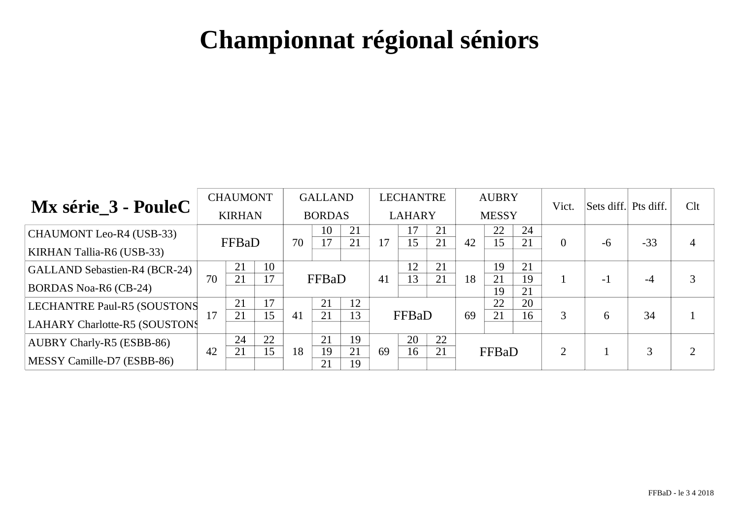# Championnat régional séniors

| Mx série_3 - PouleC | CHAUMONT KIRHAN | | | GALLAND BORDAS | | | LECHANTRE LAHARY | | | AUBRY MESSY | | | Vict. | Sets diff. | Pts diff. | Clt |
|---|---|---|---|---|---|---|---|---|---|---|---|---|---|---|---|---|
| CHAUMONT Leo-R4 (USB-33) KIRHAN Tallia-R6 (USB-33) | FFBaD | | | 70 | 10 / 17 / | 21 / 21 / | 17 | 17 / 15 / | 21 / 21 / | 42 | 22 / 15 / | 24 / 21 / | 0 | -6 | -33 | 4 |
| GALLAND Sebastien-R4 (BCR-24) BORDAS Noa-R6 (CB-24) | 70 | 21 / 21 / | 10 / 17 / | FFBaD | | | 41 | 12 / 13 / | 21 / 21 / | 18 | 19 / 21 / 19 | 21 / 19 / 21 | 1 | -1 | -4 | 3 |
| LECHANTRE Paul-R5 (SOUSTONS LAHARY Charlotte-R5 (SOUSTONS | 17 | 21 / 21 / | 17 / 15 / | 41 | 21 / 21 / | 12 / 13 / | FFBaD | | | 69 | 22 / 21 / | 20 / 16 / | 3 | 6 | 34 | 1 |
| AUBRY Charly-R5 (ESBB-86) MESSY Camille-D7 (ESBB-86) | 42 | 24 / 21 / | 22 / 15 / | 18 | 21 / 19 / 21 | 19 / 21 / 19 | 69 | 20 / 16 / | 22 / 21 / | FFBaD | | | 2 | 1 | 3 | 2 |

FFBaD - le 3 4 2018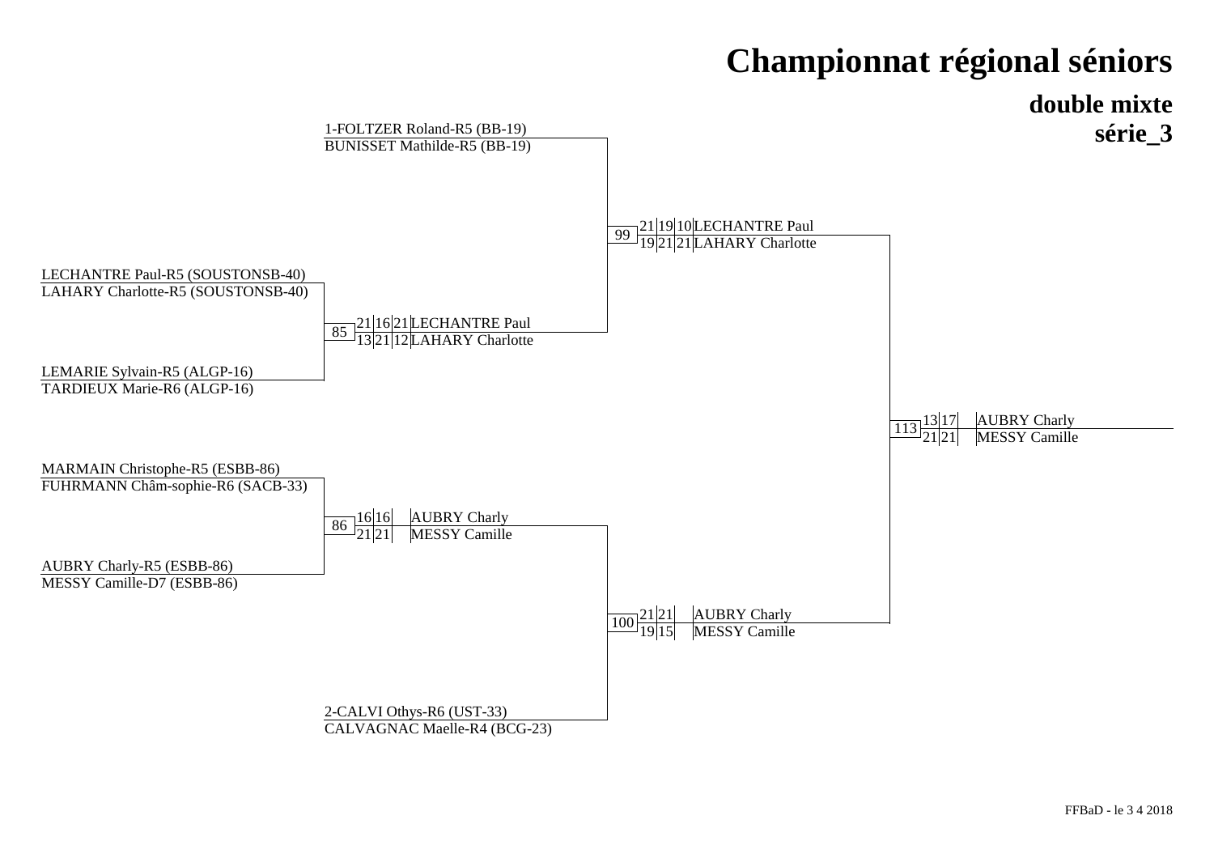# Championnat régional séniors

## double mixte
## série_3

**Premier tour**

- LECHANTRE Paul-R5 (SOUSTONSB-40) / LAHARY Charlotte-R5 (SOUSTONSB-40)
- LEMARIE Sylvain-R5 (ALGP-16) / TARDIEUX Marie-R6 (ALGP-16)
- MARMAIN Christophe-R5 (ESBB-86) / FUHRMANN Châm-sophie-R6 (SACB-33)
- AUBRY Charly-R5 (ESBB-86) / MESSY Camille-D7 (ESBB-86)

**Tableau**

- 1-FOLTZER Roland-R5 (BB-19) / BUNISSET Mathilde-R5 (BB-19)
- 85: LECHANTRE Paul / LAHARY Charlotte — 21/13, 16/21, 21/12
- 86: AUBRY Charly / MESSY Camille — 16/21, 16/21
- 2-CALVI Othys-R6 (UST-33) / CALVAGNAC Maelle-R4 (BCG-23)

**Demi-finales**

- 99: LECHANTRE Paul / LAHARY Charlotte — 21/19, 19/21, 10/21
- 100: AUBRY Charly / MESSY Camille — 21/19, 21/15

**Finale**

- 113: AUBRY Charly / MESSY Camille — 13/21, 17/21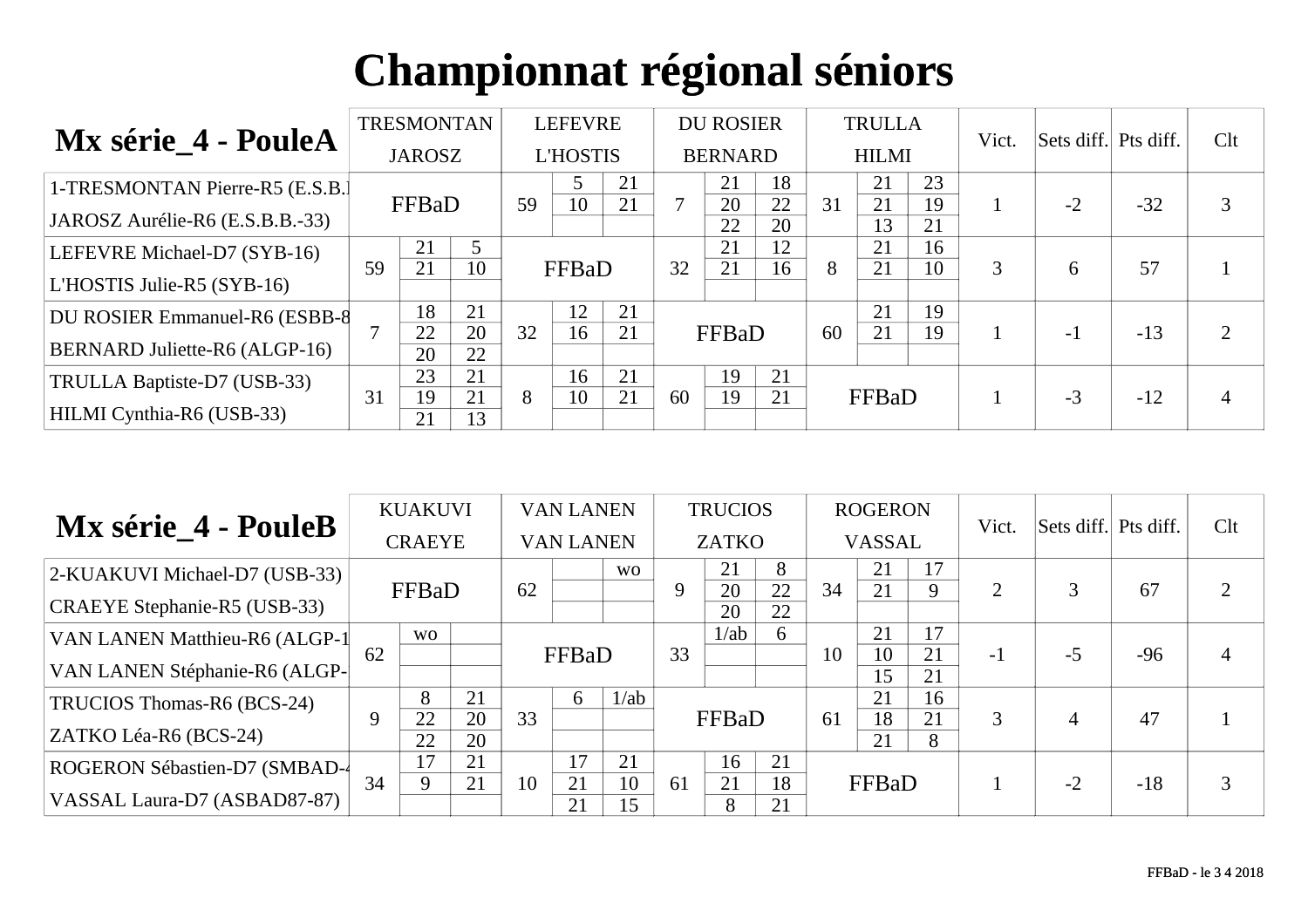# Championnat régional séniors

## Mx série_4 - PouleA

| | TRESMONTAN JAROSZ | | | LEFEVRE L'HOSTIS | | | DU ROSIER BERNARD | | | TRULLA HILMI | | | Vict. | Sets diff. | Pts diff. | Clt |
|---|---|---|---|---|---|---|---|---|---|---|---|---|---|---|---|---|
| 1-TRESMONTAN Pierre-R5 (E.S.B.B.-33) / JAROSZ Aurélie-R6 (E.S.B.B.-33) | FFBaD | | | 59 | 5 | 21 | 7 | 21 | 18 | 31 | 21 | 23 | 1 | -2 | -32 | 3 |
| | | | | | 10 | 21 | | 20 | 22 | | 21 | 19 | | | | |
| | | | | | | | | 22 | 20 | | 13 | 21 | | | | |
| LEFEVRE Michael-D7 (SYB-16) / L'HOSTIS Julie-R5 (SYB-16) | 59 | 21 | 5 | FFBaD | | | 32 | 21 | 12 | 8 | 21 | 16 | 3 | 6 | 57 | 1 |
| | | 21 | 10 | | | | | 21 | 16 | | 21 | 10 | | | | |
| | | | | | | | | | | | | | | | | |
| DU ROSIER Emmanuel-R6 (ESBB-8...) / BERNARD Juliette-R6 (ALGP-16) | 7 | 18 | 21 | 32 | 12 | 21 | FFBaD | | | 60 | 21 | 19 | 1 | -1 | -13 | 2 |
| | | 22 | 20 | | 16 | 21 | | | | | 21 | 19 | | | | |
| | | 20 | 22 | | | | | | | | | | | | | |
| TRULLA Baptiste-D7 (USB-33) / HILMI Cynthia-R6 (USB-33) | 31 | 23 | 21 | 8 | 16 | 21 | 60 | 19 | 21 | FFBaD | | | 1 | -3 | -12 | 4 |
| | | 19 | 21 | | 10 | 21 | | 19 | 21 | | | | | | | |
| | | 21 | 13 | | | | | | | | | | | | | |

## Mx série_4 - PouleB

| | KUAKUVI CRAEYE | | | VAN LANEN VAN LANEN | | | TRUCIOS ZATKO | | | ROGERON VASSAL | | | Vict. | Sets diff. | Pts diff. | Clt |
|---|---|---|---|---|---|---|---|---|---|---|---|---|---|---|---|---|
| 2-KUAKUVI Michael-D7 (USB-33) / CRAEYE Stephanie-R5 (USB-33) | FFBaD | | | 62 | | wo | 9 | 21 | 8 | 34 | 21 | 17 | 2 | 3 | 67 | 2 |
| | | | | | | | | 20 | 22 | | 21 | 9 | | | | |
| | | | | | | | | 20 | 22 | | | | | | | |
| VAN LANEN Matthieu-R6 (ALGP-1...) / VAN LANEN Stéphanie-R6 (ALGP-...) | 62 | wo | | FFBaD | | | 33 | 1/ab | 6 | 10 | 21 | 17 | -1 | -5 | -96 | 4 |
| | | | | | | | | | | | 10 | 21 | | | | |
| | | | | | | | | | | | 15 | 21 | | | | |
| TRUCIOS Thomas-R6 (BCS-24) / ZATKO Léa-R6 (BCS-24) | 9 | 8 | 21 | 33 | 6 | 1/ab | FFBaD | | | 61 | 21 | 16 | 3 | 4 | 47 | 1 |
| | | 22 | 20 | | | | | | | | 18 | 21 | | | | |
| | | 22 | 20 | | | | | | | | 21 | 8 | | | | |
| ROGERON Sébastien-D7 (SMBAD-4...) / VASSAL Laura-D7 (ASBAD87-87) | 34 | 17 | 21 | 10 | 17 | 21 | 61 | 16 | 21 | FFBaD | | | 1 | -2 | -18 | 3 |
| | | 9 | 21 | | 21 | 10 | | 21 | 18 | | | | | | | |
| | | | | | 21 | 15 | | 8 | 21 | | | | | | | |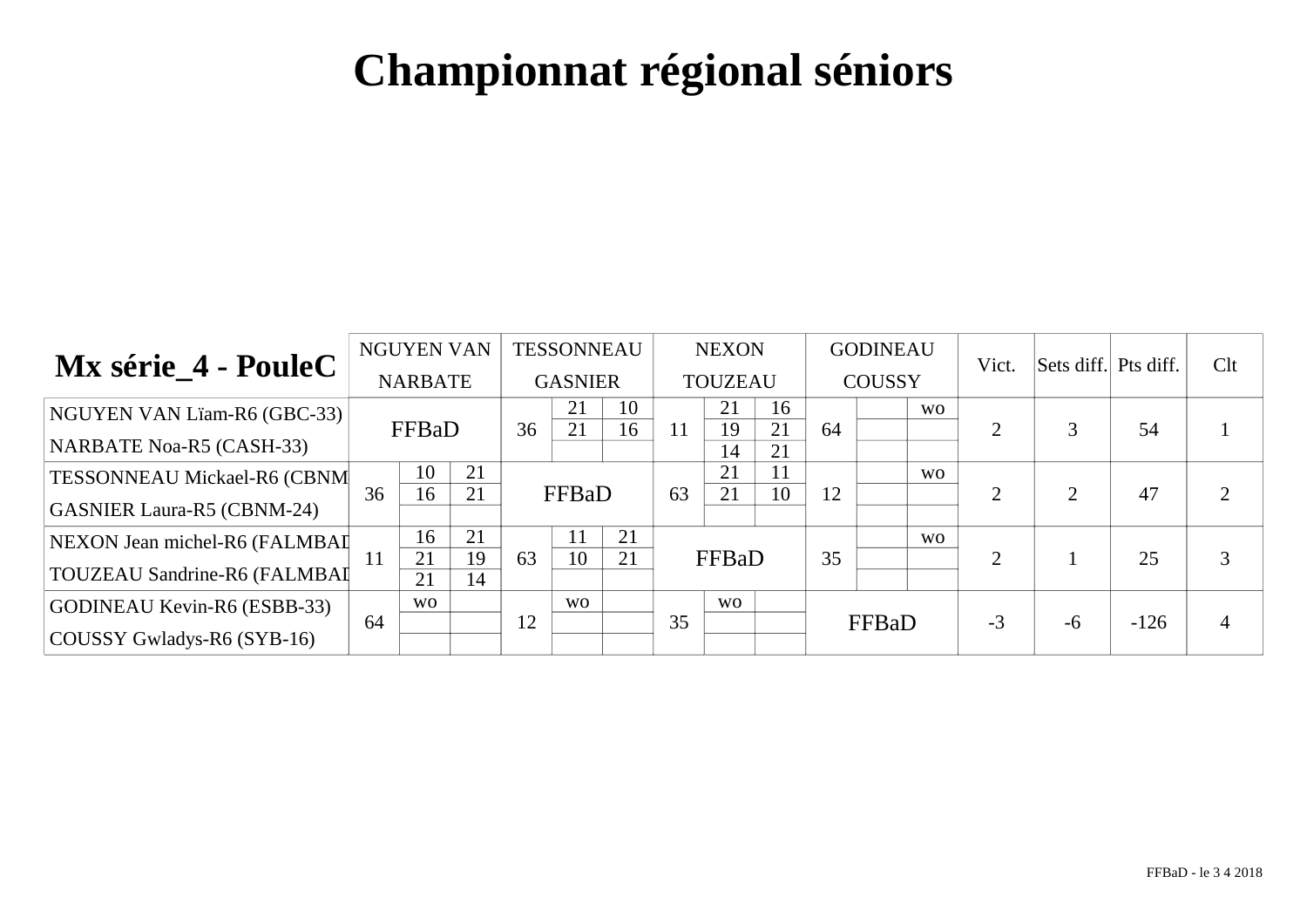# Championnat régional séniors

| Mx série_4 - PouleC | NGUYEN VAN NARBATE | | | TESSONNEAU GASNIER | | | NEXON TOUZEAU | | | GODINEAU COUSSY | | | Vict. | Sets diff. | Pts diff. | Clt |
|---|---|---|---|---|---|---|---|---|---|---|---|---|---|---|---|---|
| NGUYEN VAN Lïam-R6 (GBC-33) NARBATE Noa-R5 (CASH-33) | FFBaD | | | 36 | 21 | 10 | 11 | 21 | 16 | 64 | | wo | 2 | 3 | 54 | 1 |
| | | | | | 21 | 16 | | 19 | 21 | | | | | | | |
| | | | | | | | | 14 | 21 | | | | | | | |
| TESSONNEAU Mickael-R6 (CBNM GASNIER Laura-R5 (CBNM-24) | 36 | 10 | 21 | FFBaD | | | 63 | 21 | 11 | 12 | | wo | 2 | 2 | 47 | 2 |
| | | 16 | 21 | | | | | 21 | 10 | | | | | | | |
| | | | | | | | | | | | | | | | | |
| NEXON Jean michel-R6 (FALMBAD TOUZEAU Sandrine-R6 (FALMBAD | 11 | 16 | 21 | 63 | 11 | 21 | FFBaD | | | 35 | | wo | 2 | 1 | 25 | 3 |
| | | 21 | 19 | | 10 | 21 | | | | | | | | | | |
| | | 21 | 14 | | | | | | | | | | | | | |
| GODINEAU Kevin-R6 (ESBB-33) COUSSY Gwladys-R6 (SYB-16) | 64 | wo | | 12 | wo | | 35 | wo | | FFBaD | | | -3 | -6 | -126 | 4 |
| | | | | | | | | | | | | | | | | |
| | | | | | | | | | | | | | | | | |

FFBaD - le 3 4 2018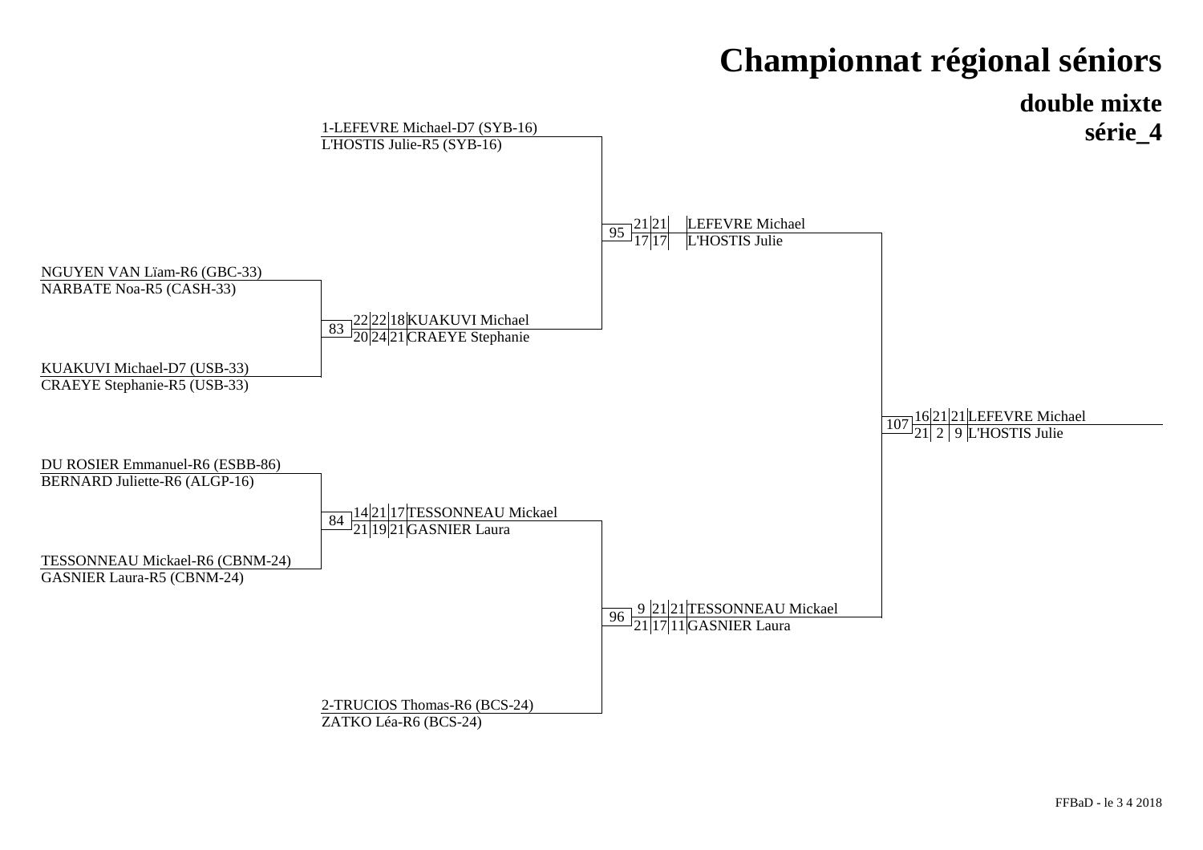# Championnat régional séniors

## double mixte
## série_4

**Tableau**

1-LEFEVRE Michael-D7 (SYB-16)
L'HOSTIS Julie-R5 (SYB-16)

NGUYEN VAN Lïam-R6 (GBC-33)
NARBATE Noa-R5 (CASH-33)

KUAKUVI Michael-D7 (USB-33)
CRAEYE Stephanie-R5 (USB-33)

DU ROSIER Emmanuel-R6 (ESBB-86)
BERNARD Juliette-R6 (ALGP-16)

TESSONNEAU Mickael-R6 (CBNM-24)
GASNIER Laura-R5 (CBNM-24)

2-TRUCIOS Thomas-R6 (BCS-24)
ZATKO Léa-R6 (BCS-24)

**Matchs**

| Match | Scores | Vainqueurs |
| --- | --- | --- |
| 83 | 22-20 22-24 18-21 | KUAKUVI Michael / CRAEYE Stephanie |
| 84 | 14-21 21-19 17-21 | TESSONNEAU Mickael / GASNIER Laura |
| 95 | 21-17 21-17 | LEFEVRE Michael / L'HOSTIS Julie |
| 96 | 9-21 21-17 21-11 | TESSONNEAU Mickael / GASNIER Laura |
| 107 | 16-21 21-2 21-9 | LEFEVRE Michael / L'HOSTIS Julie |

FFBaD - le 3 4 2018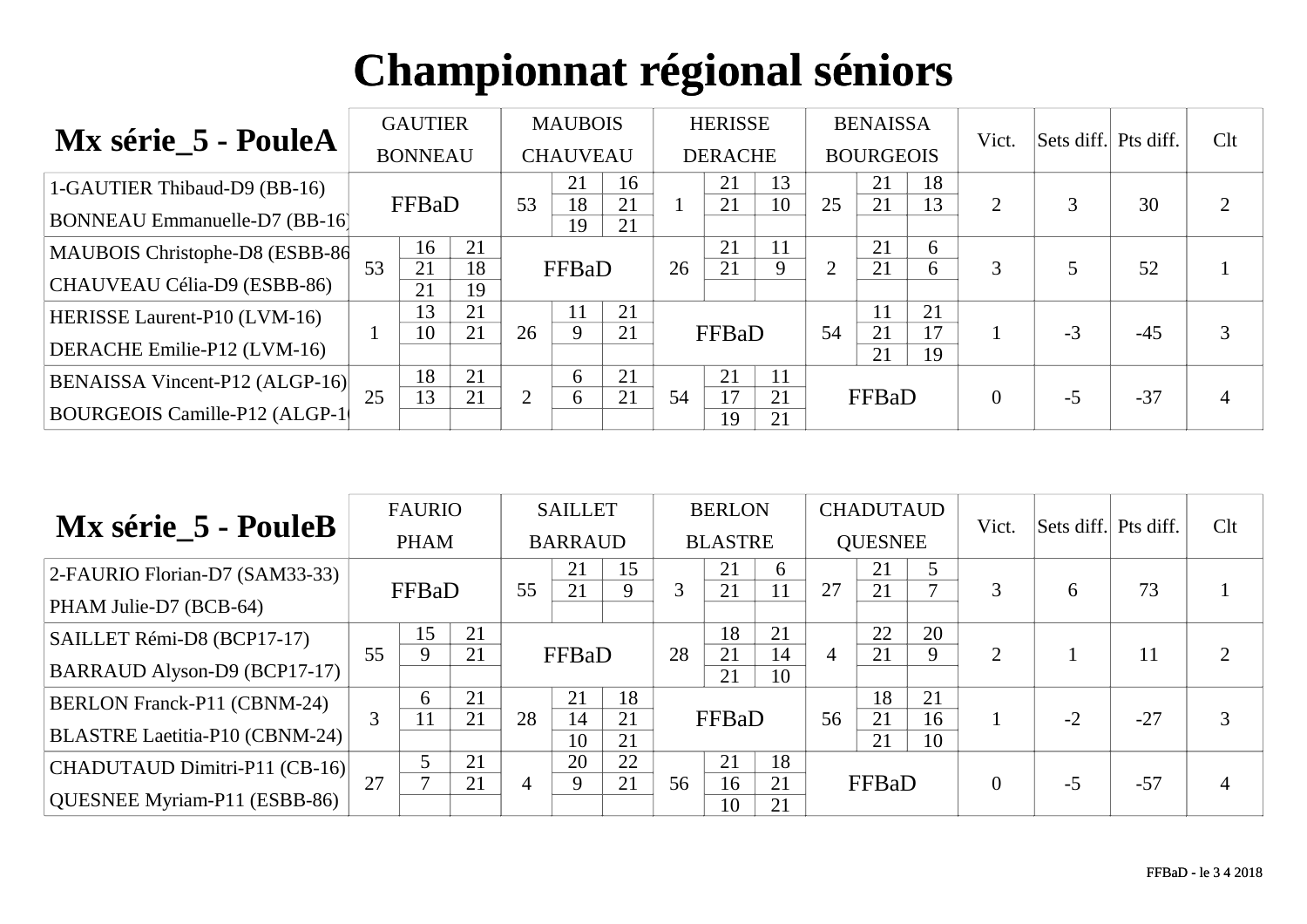# Championnat régional séniors

## Mx série_5 - PouleA

| Mx série_5 - PouleA | GAUTIER BONNEAU | | | MAUBOIS CHAUVEAU | | | HERISSE DERACHE | | | BENAISSA BOURGEOIS | | | Vict. | Sets diff. | Pts diff. | Clt |
|---|---|---|---|---|---|---|---|---|---|---|---|---|---|---|---|---|
| 1-GAUTIER Thibaud-D9 (BB-16) BONNEAU Emmanuelle-D7 (BB-16) | FFBaD | | | 53 | 21 / 18 / 19 | 16 / 21 / 21 | 1 | 21 / 21 | 13 / 10 | 25 | 21 / 21 | 18 / 13 | 2 | 3 | 30 | 2 |
| MAUBOIS Christophe-D8 (ESBB-86) CHAUVEAU Célia-D9 (ESBB-86) | 53 | 16 / 21 / 21 | 21 / 18 / 19 | FFBaD | | | 26 | 21 / 21 | 11 / 9 | 2 | 21 / 21 | 6 / 6 | 3 | 5 | 52 | 1 |
| HERISSE Laurent-P10 (LVM-16) DERACHE Emilie-P12 (LVM-16) | 1 | 13 / 10 | 21 / 21 | 26 | 11 / 9 | 21 / 21 | FFBaD | | | 54 | 11 / 21 / 21 | 21 / 17 / 19 | 1 | -3 | -45 | 3 |
| BENAISSA Vincent-P12 (ALGP-16) BOURGEOIS Camille-P12 (ALGP-16) | 25 | 18 / 13 | 21 / 21 | 2 | 6 / 6 | 21 / 21 | 54 | 21 / 17 / 19 | 11 / 21 / 21 | FFBaD | | | 0 | -5 | -37 | 4 |

## Mx série_5 - PouleB

| Mx série_5 - PouleB | FAURIO PHAM | | | SAILLET BARRAUD | | | BERLON BLASTRE | | | CHADUTAUD QUESNEE | | | Vict. | Sets diff. | Pts diff. | Clt |
|---|---|---|---|---|---|---|---|---|---|---|---|---|---|---|---|---|
| 2-FAURIO Florian-D7 (SAM33-33) PHAM Julie-D7 (BCB-64) | FFBaD | | | 55 | 21 / 21 | 15 / 9 | 3 | 21 / 21 | 6 / 11 | 27 | 21 / 21 | 5 / 7 | 3 | 6 | 73 | 1 |
| SAILLET Rémi-D8 (BCP17-17) BARRAUD Alyson-D9 (BCP17-17) | 55 | 15 / 9 | 21 / 21 | FFBaD | | | 28 | 18 / 21 / 21 | 21 / 14 / 10 | 4 | 22 / 21 | 20 / 9 | 2 | 1 | 11 | 2 |
| BERLON Franck-P11 (CBNM-24) BLASTRE Laetitia-P10 (CBNM-24) | 3 | 6 / 11 | 21 / 21 | 28 | 21 / 14 / 10 | 18 / 21 / 21 | FFBaD | | | 56 | 18 / 21 / 21 | 21 / 16 / 10 | 1 | -2 | -27 | 3 |
| CHADUTAUD Dimitri-P11 (CB-16) QUESNEE Myriam-P11 (ESBB-86) | 27 | 5 / 7 | 21 / 21 | 4 | 20 / 9 | 22 / 21 | 56 | 21 / 16 / 10 | 18 / 21 / 21 | FFBaD | | | 0 | -5 | -57 | 4 |

FFBaD - le 3 4 2018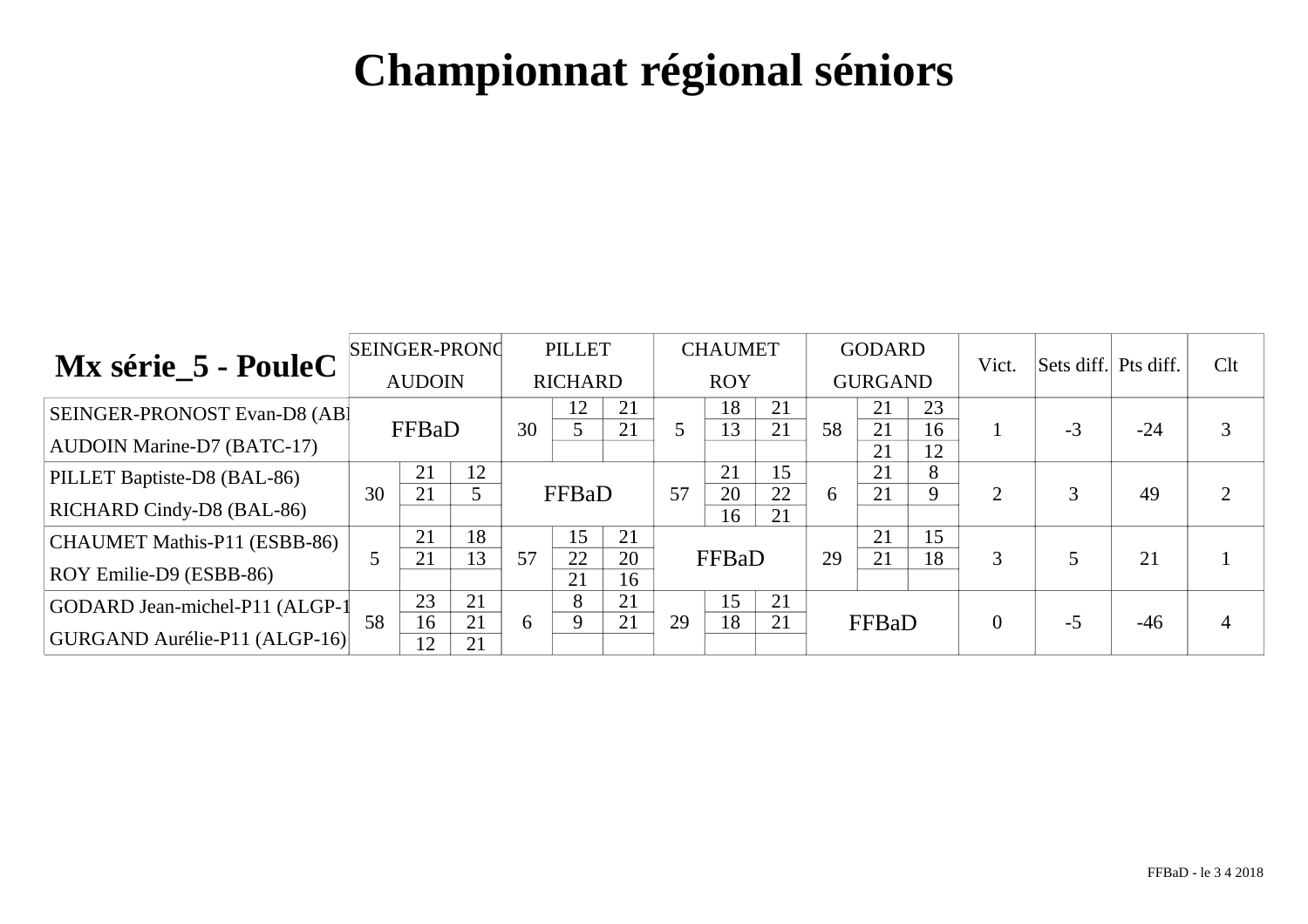# Championnat régional séniors

| Mx série_5 - PouleC | SEINGER-PRONOST AUDOIN | | | PILLET RICHARD | | | CHAUMET ROY | | | GODARD GURGAND | | | Vict. | Sets diff. | Pts diff. | Clt |
|---|---|---|---|---|---|---|---|---|---|---|---|---|---|---|---|---|
| SEINGER-PRONOST Evan-D8 (ABI AUDOIN Marine-D7 (BATC-17) | FFBaD | | | 30 | 12<br>5<br> | 21<br>21<br> | 5 | 18<br>13<br> | 21<br>21<br> | 58 | 21<br>21<br>21 | 23<br>16<br>12 | 1 | -3 | -24 | 3 |
| PILLET Baptiste-D8 (BAL-86) RICHARD Cindy-D8 (BAL-86) | 30 | 21<br>21<br> | 12<br>5<br> | FFBaD | | | 57 | 21<br>20<br>16 | 15<br>22<br>21 | 6 | 21<br>21<br> | 8<br>9<br> | 2 | 3 | 49 | 2 |
| CHAUMET Mathis-P11 (ESBB-86) ROY Emilie-D9 (ESBB-86) | 5 | 21<br>21<br> | 18<br>13<br> | 57 | 15<br>22<br>21 | 21<br>20<br>16 | FFBaD | | | 29 | 21<br>21<br> | 15<br>18<br> | 3 | 5 | 21 | 1 |
| GODARD Jean-michel-P11 (ALGP-1 GURGAND Aurélie-P11 (ALGP-16) | 58 | 23<br>16<br>12 | 21<br>21<br>21 | 6 | 8<br>9<br> | 21<br>21<br> | 29 | 15<br>18<br> | 21<br>21<br> | FFBaD | | | 0 | -5 | -46 | 4 |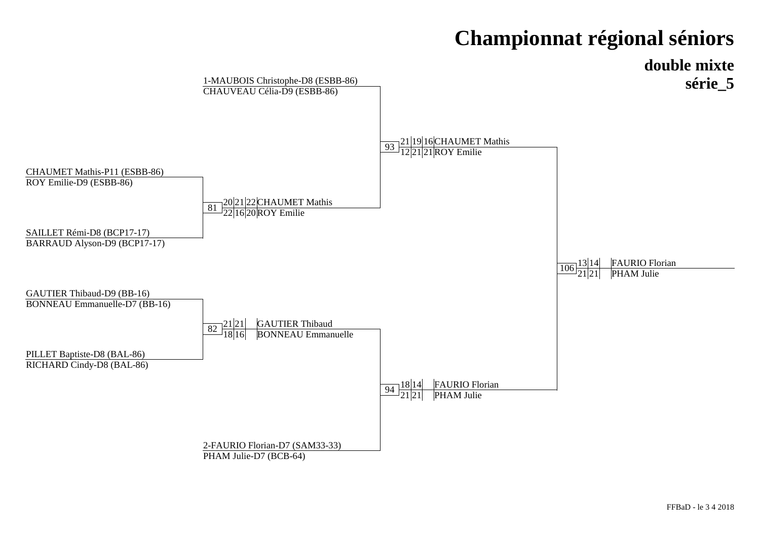# Championnat régional séniors

## double mixte
## série_5

1-MAUBOIS Christophe-D8 (ESBB-86)
CHAUVEAU Célia-D9 (ESBB-86)

CHAUMET Mathis-P11 (ESBB-86)
ROY Emilie-D9 (ESBB-86)

SAILLET Rémi-D8 (BCP17-17)
BARRAUD Alyson-D9 (BCP17-17)

GAUTIER Thibaud-D9 (BB-16)
BONNEAU Emmanuelle-D7 (BB-16)

PILLET Baptiste-D8 (BAL-86)
RICHARD Cindy-D8 (BAL-86)

2-FAURIO Florian-D7 (SAM33-33)
PHAM Julie-D7 (BCB-64)

81: 20 21 22 / 22 16 20 — CHAUMET Mathis / ROY Emilie

82: 21 21 / 18 16 — GAUTIER Thibaud / BONNEAU Emmanuelle

93: 21 19 16 / 12 21 21 — CHAUMET Mathis / ROY Emilie

94: 18 14 / 21 21 — FAURIO Florian / PHAM Julie

106: 13 14 / 21 21 — FAURIO Florian / PHAM Julie

FFBaD - le 3 4 2018